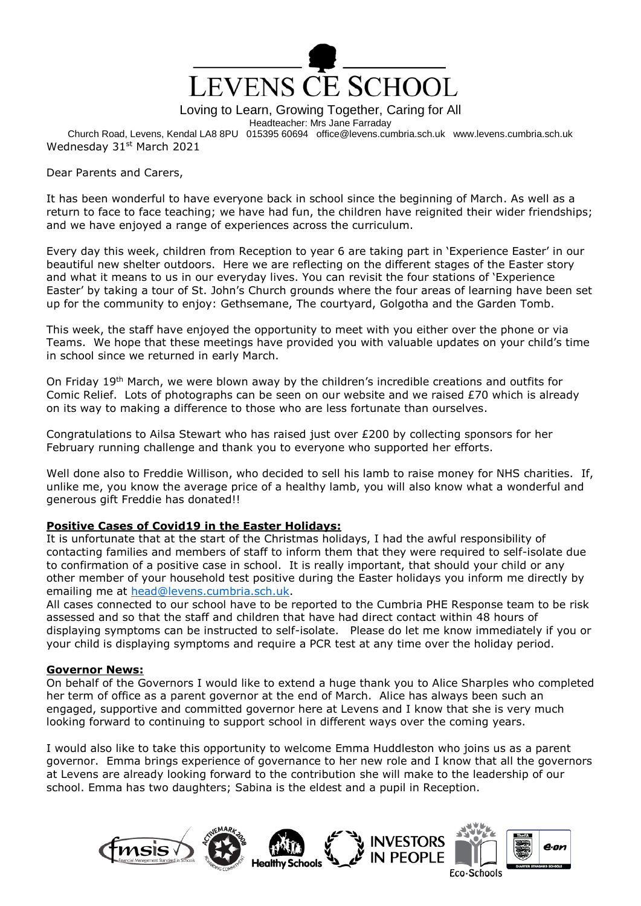# LEVENS CE SCHOOL

Loving to Learn, Growing Together, Caring for All

Headteacher: Mrs Jane Farraday

Church Road, Levens, Kendal LA8 8PU 015395 60694 office@levens.cumbria.sch.uk www.levens.cumbria.sch.uk

Wednesday 31st March 2021

Dear Parents and Carers,

It has been wonderful to have everyone back in school since the beginning of March. As well as a return to face to face teaching; we have had fun, the children have reignited their wider friendships; and we have enjoyed a range of experiences across the curriculum.

Every day this week, children from Reception to year 6 are taking part in 'Experience Easter' in our beautiful new shelter outdoors. Here we are reflecting on the different stages of the Easter story and what it means to us in our everyday lives. You can revisit the four stations of 'Experience Easter' by taking a tour of St. John's Church grounds where the four areas of learning have been set up for the community to enjoy: Gethsemane, The courtyard, Golgotha and the Garden Tomb.

This week, the staff have enjoyed the opportunity to meet with you either over the phone or via Teams. We hope that these meetings have provided you with valuable updates on your child's time in school since we returned in early March.

On Friday 19th March, we were blown away by the children's incredible creations and outfits for Comic Relief. Lots of photographs can be seen on our website and we raised £70 which is already on its way to making a difference to those who are less fortunate than ourselves.

Congratulations to Ailsa Stewart who has raised just over £200 by collecting sponsors for her February running challenge and thank you to everyone who supported her efforts.

Well done also to Freddie Willison, who decided to sell his lamb to raise money for NHS charities. If, unlike me, you know the average price of a healthy lamb, you will also know what a wonderful and generous gift Freddie has donated!!

**Positive Cases of Covid19 in the Easter Holidays:**

It is unfortunate that at the start of the Christmas holidays, I had the awful responsibility of contacting families and members of staff to inform them that they were required to self-isolate due to confirmation of a positive case in school. It is really important, that should your child or any other member of your household test positive during the Easter holidays you inform me directly by emailing me at head@levens.cumbria.sch.uk.

All cases connected to our school have to be reported to the Cumbria PHE Response team to be risk assessed and so that the staff and children that have had direct contact within 48 hours of displaying symptoms can be instructed to self-isolate. Please do let me know immediately if you or your child is displaying symptoms and require a PCR test at any time over the holiday period.

**Governor News:**

On behalf of the Governors I would like to extend a huge thank you to Alice Sharples who completed her term of office as a parent governor at the end of March. Alice has always been such an engaged, supportive and committed governor here at Levens and I know that she is very much looking forward to continuing to support school in different ways over the coming years.

I would also like to take this opportunity to welcome Emma Huddleston who joins us as a parent governor. Emma brings experience of governance to her new role and I know that all the governors at Levens are already looking forward to the contribution she will make to the leadership of our school. Emma has two daughters; Sabina is the eldest and a pupil in Reception.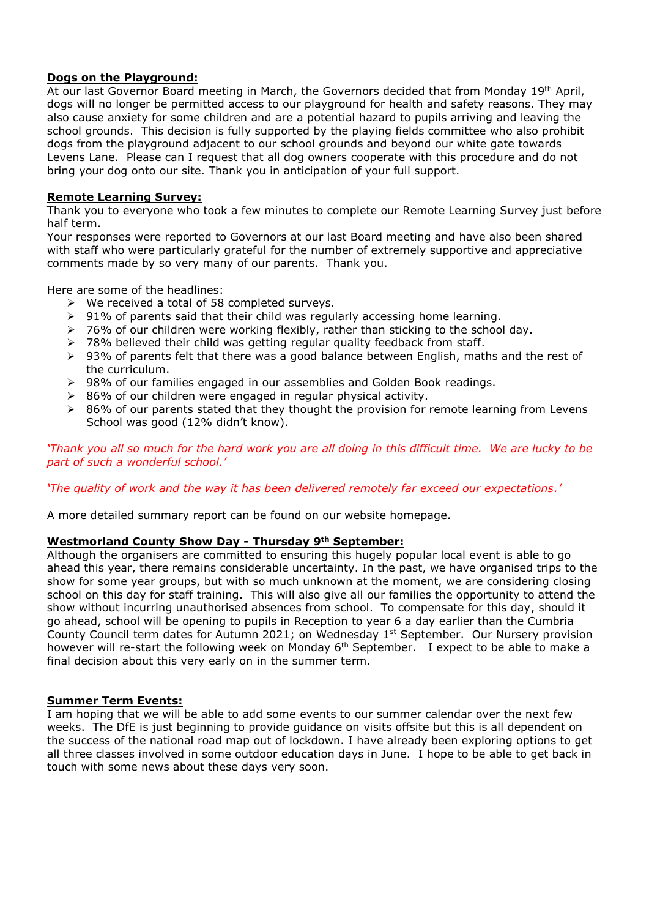**Dogs on the Playground:**

At our last Governor Board meeting in March, the Governors decided that from Monday 19th April, dogs will no longer be permitted access to our playground for health and safety reasons. They may also cause anxiety for some children and are a potential hazard to pupils arriving and leaving the school grounds. This decision is fully supported by the playing fields committee who also prohibit dogs from the playground adjacent to our school grounds and beyond our white gate towards Levens Lane. Please can I request that all dog owners cooperate with this procedure and do not bring your dog onto our site. Thank you in anticipation of your full support.

**Remote Learning Survey:**

Thank you to everyone who took a few minutes to complete our Remote Learning Survey just before half term.

Your responses were reported to Governors at our last Board meeting and have also been shared with staff who were particularly grateful for the number of extremely supportive and appreciative comments made by so very many of our parents. Thank you.

Here are some of the headlines:

- We received a total of 58 completed surveys.
- 91% of parents said that their child was regularly accessing home learning.
- 76% of our children were working flexibly, rather than sticking to the school day.
- 78% believed their child was getting regular quality feedback from staff.
- 93% of parents felt that there was a good balance between English, maths and the rest of the curriculum.
- 98% of our families engaged in our assemblies and Golden Book readings.
- 86% of our children were engaged in regular physical activity.
- 86% of our parents stated that they thought the provision for remote learning from Levens School was good (12% didn't know).

*'Thank you all so much for the hard work you are all doing in this difficult time. We are lucky to be part of such a wonderful school.'*

*'The quality of work and the way it has been delivered remotely far exceed our expectations.'*

A more detailed summary report can be found on our website homepage.

**Westmorland County Show Day - Thursday 9th September:**

Although the organisers are committed to ensuring this hugely popular local event is able to go ahead this year, there remains considerable uncertainty. In the past, we have organised trips to the show for some year groups, but with so much unknown at the moment, we are considering closing school on this day for staff training. This will also give all our families the opportunity to attend the show without incurring unauthorised absences from school. To compensate for this day, should it go ahead, school will be opening to pupils in Reception to year 6 a day earlier than the Cumbria County Council term dates for Autumn 2021; on Wednesday 1st September. Our Nursery provision however will re-start the following week on Monday 6th September. I expect to be able to make a final decision about this very early on in the summer term.

**Summer Term Events:**

I am hoping that we will be able to add some events to our summer calendar over the next few weeks. The DfE is just beginning to provide guidance on visits offsite but this is all dependent on the success of the national road map out of lockdown. I have already been exploring options to get all three classes involved in some outdoor education days in June. I hope to be able to get back in touch with some news about these days very soon.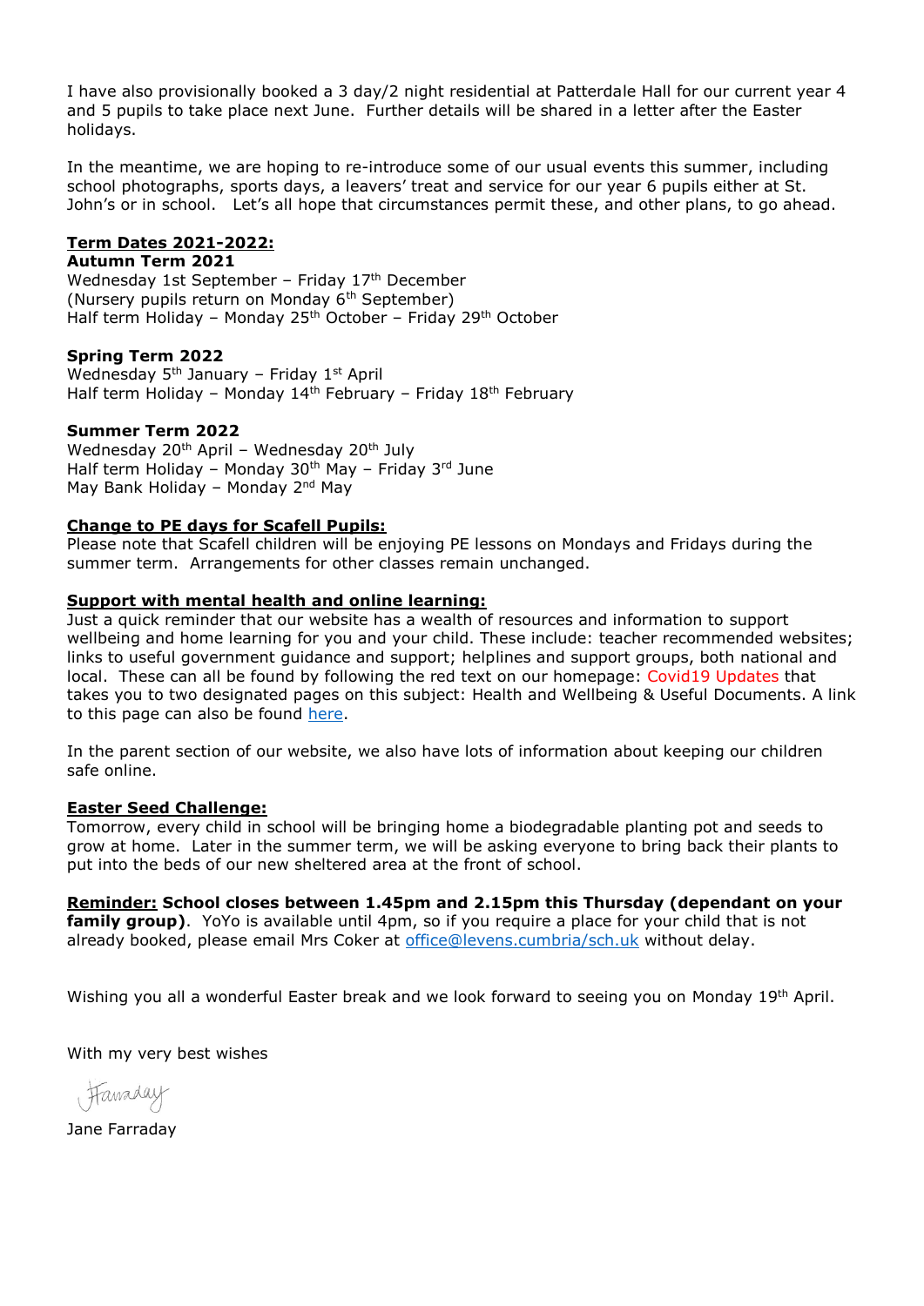I have also provisionally booked a 3 day/2 night residential at Patterdale Hall for our current year 4 and 5 pupils to take place next June. Further details will be shared in a letter after the Easter holidays.

In the meantime, we are hoping to re-introduce some of our usual events this summer, including school photographs, sports days, a leavers' treat and service for our year 6 pupils either at St. John's or in school. Let's all hope that circumstances permit these, and other plans, to go ahead.

**Term Dates 2021-2022:**

**Autumn Term 2021**
Wednesday 1st September – Friday 17th December
(Nursery pupils return on Monday 6th September)
Half term Holiday – Monday 25th October – Friday 29th October

**Spring Term 2022**
Wednesday 5th January – Friday 1st April
Half term Holiday – Monday 14th February – Friday 18th February

**Summer Term 2022**
Wednesday 20th April – Wednesday 20th July
Half term Holiday – Monday 30th May – Friday 3rd June
May Bank Holiday – Monday 2nd May

**Change to PE days for Scafell Pupils:**
Please note that Scafell children will be enjoying PE lessons on Mondays and Fridays during the summer term. Arrangements for other classes remain unchanged.

**Support with mental health and online learning:**
Just a quick reminder that our website has a wealth of resources and information to support wellbeing and home learning for you and your child. These include: teacher recommended websites; links to useful government guidance and support; helplines and support groups, both national and local. These can all be found by following the red text on our homepage: Covid19 Updates that takes you to two designated pages on this subject: Health and Wellbeing & Useful Documents. A link to this page can also be found here.

In the parent section of our website, we also have lots of information about keeping our children safe online.

**Easter Seed Challenge:**
Tomorrow, every child in school will be bringing home a biodegradable planting pot and seeds to grow at home. Later in the summer term, we will be asking everyone to bring back their plants to put into the beds of our new sheltered area at the front of school.

**Reminder: School closes between 1.45pm and 2.15pm this Thursday (dependant on your family group)**. YoYo is available until 4pm, so if you require a place for your child that is not already booked, please email Mrs Coker at office@levens.cumbria/sch.uk without delay.

Wishing you all a wonderful Easter break and we look forward to seeing you on Monday 19th April.

With my very best wishes

Farraday

Jane Farraday